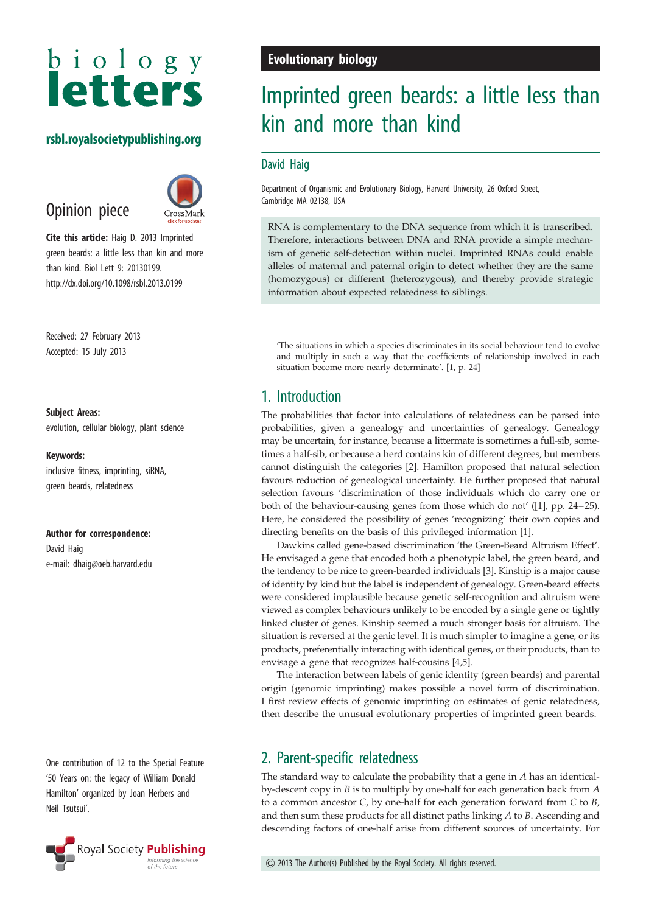Evolutionary biology

# Imprinted green beards: a little less than kin and more than kind

David Haig

Department of Organismic and Evolutionary Biology, Harvard University, 26 Oxford Street, Cambridge MA 02138, USA

Opinion piece

**Cite this article:** Haig D. 2013 Imprinted green beards: a little less than kin and more than kind. Biol Lett 9: 20130199. http://dx.doi.org/10.1098/rsbl.2013.0199

Received: 27 February 2013
Accepted: 15 July 2013

**Subject Areas:**
evolution, cellular biology, plant science

**Keywords:**
inclusive fitness, imprinting, siRNA, green beards, relatedness

**Author for correspondence:**
David Haig
e-mail: dhaig@oeb.harvard.edu

One contribution of 12 to the Special Feature '50 Years on: the legacy of William Donald Hamilton' organized by Joan Herbers and Neil Tsutsui'.

RNA is complementary to the DNA sequence from which it is transcribed. Therefore, interactions between DNA and RNA provide a simple mechanism of genetic self-detection within nuclei. Imprinted RNAs could enable alleles of maternal and paternal origin to detect whether they are the same (homozygous) or different (heterozygous), and thereby provide strategic information about expected relatedness to siblings.

> 'The situations in which a species discriminates in its social behaviour tend to evolve and multiply in such a way that the coefficients of relationship involved in each situation become more nearly determinate'. [1, p. 24]

## 1. Introduction

The probabilities that factor into calculations of relatedness can be parsed into probabilities, given a genealogy and uncertainties of genealogy. Genealogy may be uncertain, for instance, because a littermate is sometimes a full-sib, sometimes a half-sib, or because a herd contains kin of different degrees, but members cannot distinguish the categories [2]. Hamilton proposed that natural selection favours reduction of genealogical uncertainty. He further proposed that natural selection favours 'discrimination of those individuals which do carry one or both of the behaviour-causing genes from those which do not' ([1], pp. 24–25). Here, he considered the possibility of genes 'recognizing' their own copies and directing benefits on the basis of this privileged information [1].

Dawkins called gene-based discrimination 'the Green-Beard Altruism Effect'. He envisaged a gene that encoded both a phenotypic label, the green beard, and the tendency to be nice to green-bearded individuals [3]. Kinship is a major cause of identity by kind but the label is independent of genealogy. Green-beard effects were considered implausible because genetic self-recognition and altruism were viewed as complex behaviours unlikely to be encoded by a single gene or tightly linked cluster of genes. Kinship seemed a much stronger basis for altruism. The situation is reversed at the genic level. It is much simpler to imagine a gene, or its products, preferentially interacting with identical genes, or their products, than to envisage a gene that recognizes half-cousins [4,5].

The interaction between labels of genic identity (green beards) and parental origin (genomic imprinting) makes possible a novel form of discrimination. I first review effects of genomic imprinting on estimates of genic relatedness, then describe the unusual evolutionary properties of imprinted green beards.

## 2. Parent-specific relatedness

The standard way to calculate the probability that a gene in $A$ has an identical-by-descent copy in $B$ is to multiply by one-half for each generation back from $A$ to a common ancestor $C$, by one-half for each generation forward from $C$ to $B$, and then sum these products for all distinct paths linking $A$ to $B$. Ascending and descending factors of one-half arise from different sources of uncertainty. For

© 2013 The Author(s) Published by the Royal Society. All rights reserved.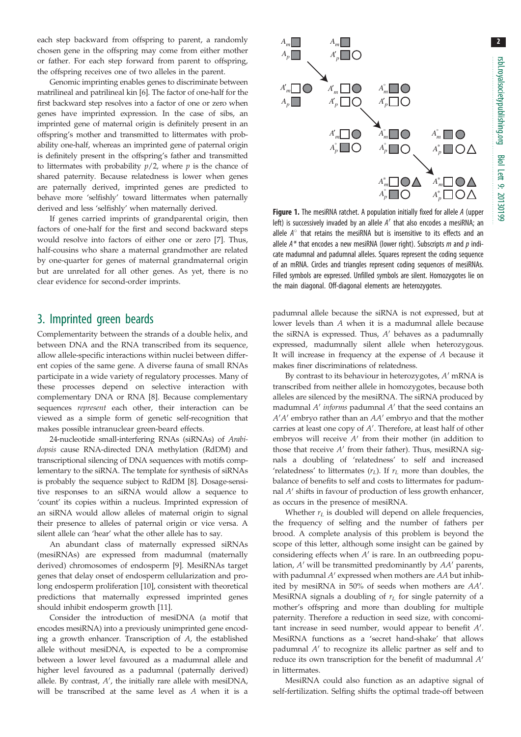each step backward from offspring to parent, a randomly chosen gene in the offspring may come from either mother or father. For each step forward from parent to offspring, the offspring receives one of two alleles in the parent.

Genomic imprinting enables genes to discriminate between matrilineal and patrilineal kin [6]. The factor of one-half for the first backward step resolves into a factor of one or zero when genes have imprinted expression. In the case of sibs, an imprinted gene of maternal origin is definitely present in an offspring's mother and transmitted to littermates with probability one-half, whereas an imprinted gene of paternal origin is definitely present in the offspring's father and transmitted to littermates with probability $p/2$, where $p$ is the chance of shared paternity. Because relatedness is lower when genes are paternally derived, imprinted genes are predicted to behave more 'selfishly' toward littermates when paternally derived and less 'selfishly' when maternally derived.

If genes carried imprints of grandparental origin, then factors of one-half for the first and second backward steps would resolve into factors of either one or zero [7]. Thus, half-cousins who share a maternal grandmother are related by one-quarter for genes of maternal grandmaternal origin but are unrelated for all other genes. As yet, there is no clear evidence for second-order imprints.

## 3. Imprinted green beards

Complementarity between the strands of a double helix, and between DNA and the RNA transcribed from its sequence, allow allele-specific interactions within nuclei between different copies of the same gene. A diverse fauna of small RNAs participate in a wide variety of regulatory processes. Many of these processes depend on selective interaction with complementary DNA or RNA [8]. Because complementary sequences *represent* each other, their interaction can be viewed as a simple form of genetic self-recognition that makes possible intranuclear green-beard effects.

24-nucleotide small-interfering RNAs (siRNAs) of *Arabidopsis* cause RNA-directed DNA methylation (RdDM) and transcriptional silencing of DNA sequences with motifs complementary to the siRNA. The template for synthesis of siRNAs is probably the sequence subject to RdDM [8]. Dosage-sensitive responses to an siRNA would allow a sequence to 'count' its copies within a nucleus. Imprinted expression of an siRNA would allow alleles of maternal origin to signal their presence to alleles of paternal origin or vice versa. A silent allele can 'hear' what the other allele has to say.

An abundant class of maternally expressed siRNAs (mesiRNAs) are expressed from madumnal (maternally derived) chromosomes of endosperm [9]. MesiRNAs target genes that delay onset of endosperm cellularization and prolong endosperm proliferation [10], consistent with theoretical predictions that maternally expressed imprinted genes should inhibit endosperm growth [11].

Consider the introduction of mesiDNA (a motif that encodes mesiRNA) into a previously unimprinted gene encoding a growth enhancer. Transcription of $A$, the established allele without mesiDNA, is expected to be a compromise between a lower level favoured as a madumnal allele and higher level favoured as a padumnal (paternally derived) allele. By contrast, $A'$, the initially rare allele with mesiDNA, will be transcribed at the same level as $A$ when it is a padumnal allele because the siRNA is not expressed, but at lower levels than $A$ when it is a madumnal allele because the siRNA is expressed. Thus, $A'$ behaves as a padumnally expressed, madumnally silent allele when heterozygous. It will increase in frequency at the expense of $A$ because it makes finer discriminations of relatedness.

Figure 1. The mesiRNA ratchet. A population initially fixed for allele $A$ (upper left) is successively invaded by an allele $A'$ that also encodes a mesiRNA; an allele $A^{\circ}$ that retains the mesiRNA but is insensitive to its effects and an allele $A^{*}$ that encodes a new mesiRNA (lower right). Subscripts $m$ and $p$ indicate madumnal and padumnal alleles. Squares represent the coding sequence of an mRNA. Circles and triangles represent coding sequences of mesiRNAs. Filled symbols are expressed. Unfilled symbols are silent. Homozygotes lie on the main diagonal. Off-diagonal elements are heterozygotes.

By contrast to its behaviour in heterozygotes, $A'$ mRNA is transcribed from neither allele in homozygotes, because both alleles are silenced by the mesiRNA. The siRNA produced by madumnal $A'$ *informs* padumnal $A'$ that the seed contains an $A'A'$ embryo rather than an $AA'$ embryo and that the mother carries at least one copy of $A'$. Therefore, at least half of other embryos will receive $A'$ from their mother (in addition to those that receive $A'$ from their father). Thus, mesiRNA signals a doubling of 'relatedness' to self and increased 'relatedness' to littermates ($r_L$). If $r_L$ more than doubles, the balance of benefits to self and costs to littermates for padumnal $A'$ shifts in favour of production of less growth enhancer, as occurs in the presence of mesiRNA.

Whether $r_L$ is doubled will depend on allele frequencies, the frequency of selfing and the number of fathers per brood. A complete analysis of this problem is beyond the scope of this letter, although some insight can be gained by considering effects when $A'$ is rare. In an outbreeding population, $A'$ will be transmitted predominantly by $AA'$ parents, with padumnal $A'$ expressed when mothers are $AA$ but inhibited by mesiRNA in 50% of seeds when mothers are $AA'$. MesiRNA signals a doubling of $r_L$ for single paternity of a mother's offspring and more than doubling for multiple paternity. Therefore a reduction in seed size, with concomitant increase in seed number, would appear to benefit $A'$. MesiRNA functions as a 'secret hand-shake' that allows padumnal $A'$ to recognize its allelic partner as self and to reduce its own transcription for the benefit of madumnal $A'$ in littermates.

MesiRNA could also function as an adaptive signal of self-fertilization. Selfing shifts the optimal trade-off between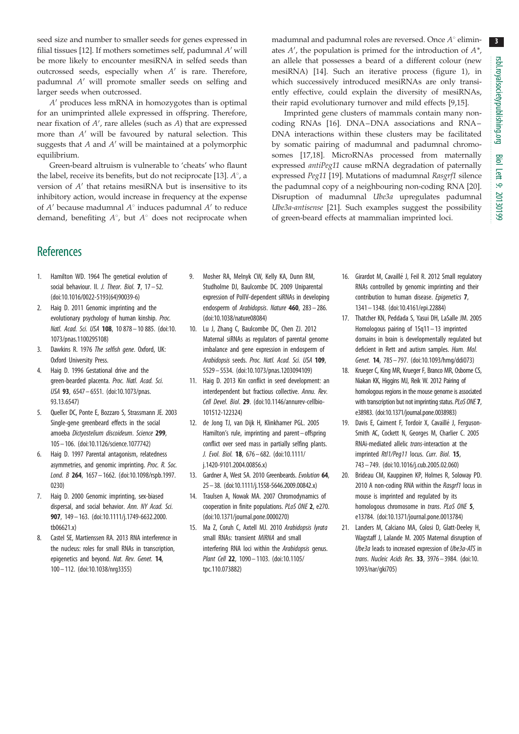seed size and number to smaller seeds for genes expressed in filial tissues [12]. If mothers sometimes self, padumnal $A'$ will be more likely to encounter mesiRNA in selfed seeds than outcrossed seeds, especially when $A'$ is rare. Therefore, padumnal $A'$ will promote smaller seeds on selfing and larger seeds when outcrossed.

$A'$ produces less mRNA in homozygotes than is optimal for an unimprinted allele expressed in offspring. Therefore, near fixation of $A'$, rare alleles (such as $A$) that are expressed more than $A'$ will be favoured by natural selection. This suggests that $A$ and $A'$ will be maintained at a polymorphic equilibrium.

Green-beard altruism is vulnerable to 'cheats' who flaunt the label, receive its benefits, but do not reciprocate [13]. $A^{\circ}$, a version of $A'$ that retains mesiRNA but is insensitive to its inhibitory action, would increase in frequency at the expense of $A'$ because madumnal $A^{\circ}$ induces padumnal $A'$ to reduce demand, benefiting $A^{\circ}$, but $A^{\circ}$ does not reciprocate when madumnal and padumnal roles are reversed. Once $A^{\circ}$ eliminates $A'$, the population is primed for the introduction of $A^{*}$, an allele that possesses a beard of a different colour (new mesiRNA) [14]. Such an iterative process (figure 1), in which successively introduced mesiRNAs are only transiently effective, could explain the diversity of mesiRNAs, their rapid evolutionary turnover and mild effects [9,15].

Imprinted gene clusters of mammals contain many non-coding RNAs [16]. DNA–DNA associations and RNA–DNA interactions within these clusters may be facilitated by somatic pairing of madumnal and padumnal chromosomes [17,18]. MicroRNAs processed from maternally expressed *antiPeg11* cause mRNA degradation of paternally expressed *Peg11* [19]. Mutations of madumnal *Rasgrf1* silence the padumnal copy of a neighbouring non-coding RNA [20]. Disruption of madumnal *Ube3a* upregulates padumnal *Ube3a-antisense* [21]. Such examples suggest the possibility of green-beard effects at mammalian imprinted loci.

## References

1. Hamilton WD. 1964 The genetical evolution of social behaviour. II. *J. Theor. Biol.* **7**, 17–52. (doi:10.1016/0022-5193(64)90039-6)
2. Haig D. 2011 Genomic imprinting and the evolutionary psychology of human kinship. *Proc. Natl. Acad. Sci. USA* **108**, 10 878–10 885. (doi:10.1073/pnas.1100295108)
3. Dawkins R. 1976 *The selfish gene*. Oxford, UK: Oxford University Press.
4. Haig D. 1996 Gestational drive and the green-bearded placenta. *Proc. Natl. Acad. Sci. USA* **93**, 6547–6551. (doi:10.1073/pnas.93.13.6547)
5. Queller DC, Ponte E, Bozzaro S, Strassmann JE. 2003 Single-gene greenbeard effects in the social amoeba *Dictyostelium discoideum*. *Science* **299**, 105–106. (doi:10.1126/science.1077742)
6. Haig D. 1997 Parental antagonism, relatedness asymmetries, and genomic imprinting. *Proc. R. Soc. Lond. B* **264**, 1657–1662. (doi:10.1098/rspb.1997.0230)
7. Haig D. 2000 Genomic imprinting, sex-biased dispersal, and social behavior. *Ann. NY Acad. Sci.* **907**, 149–163. (doi:10.1111/j.1749-6632.2000.tb06621.x)
8. Castel SE, Martienssen RA. 2013 RNA interference in the nucleus: roles for small RNAs in transcription, epigenetics and beyond. *Nat. Rev. Genet.* **14**, 100–112. (doi:10.1038/nrg3355)
9. Mosher RA, Melnyk CW, Kelly KA, Dunn RM, Studholme DJ, Baulcombe DC. 2009 Uniparental expression of PolIV-dependent siRNAs in developing endosperm of *Arabidopsis*. *Nature* **460**, 283–286. (doi:10.1038/nature08084)
10. Lu J, Zhang C, Baulcombe DC, Chen ZJ. 2012 Maternal siRNAs as regulators of parental genome imbalance and gene expression in endosperm of *Arabidopsis* seeds. *Proc. Natl. Acad. Sci. USA* **109**, 5529–5534. (doi:10.1073/pnas.1203094109)
11. Haig D. 2013 Kin conflict in seed development: an interdependent but fractious collective. *Annu. Rev. Cell Devel. Biol*. **29**. (doi:10.1146/annurev-cellbio-101512-122324)
12. de Jong TJ, van Dijk H, Klinkhamer PGL. 2005 Hamilton's rule, imprinting and parent–offspring conflict over seed mass in partially selfing plants. *J. Evol. Biol.* **18**, 676–682. (doi:10.1111/j.1420-9101.2004.00856.x)
13. Gardner A, West SA. 2010 Greenbeards. *Evolution* **64**, 25–38. (doi:10.1111/j.1558-5646.2009.00842.x)
14. Traulsen A, Nowak MA. 2007 Chromodynamics of cooperation in finite populations. *PLoS ONE* **2**, e270. (doi:10.1371/journal.pone.0000270)
15. Ma Z, Coruh C, Axtell MJ. 2010 *Arabidopsis lyrata* small RNAs: transient *MIRNA* and small interfering RNA loci within the *Arabidopsis* genus. *Plant Cell* **22**, 1090–1103. (doi:10.1105/tpc.110.073882)
16. Girardot M, Cavaillé J, Feil R. 2012 Small regulatory RNAs controlled by genomic imprinting and their contribution to human disease. *Epigenetics* **7**, 1341–1348. (doi:10.4161/epi.22884)
17. Thatcher KN, Peddada S, Yasui DH, LaSalle JM. 2005 Homologous pairing of 15q11–13 imprinted domains in brain is developmentally regulated but deficient in Rett and autism samples. *Hum. Mol. Genet.* **14**, 785–797. (doi:10.1093/hmg/ddi073)
18. Krueger C, King MR, Krueger F, Branco MR, Osborne CS, Niakan KK, Higgins MJ, Reik W. 2012 Pairing of homologous regions in the mouse genome is associated with transcription but not imprinting status. *PLoS ONE* **7**, e38983. (doi:10.1371/journal.pone.0038983)
19. Davis E, Caiment F, Tordoir X, Cavaillé J, Ferguson-Smith AC, Cockett N, Georges M, Charlier C. 2005 RNAi-mediated allelic *trans*-interaction at the imprinted *Rtl1/Peg11* locus. *Curr. Biol.* **15**, 743–749. (doi:10.1016/j.cub.2005.02.060)
20. Brideau CM, Kauppinen KP, Holmes R, Soloway PD. 2010 A non-coding RNA within the *Rasgrf1* locus in mouse is imprinted and regulated by its homologous chromosome in *trans*. *PLoS ONE* **5**, e13784. (doi:10.1371/journal.pone.0013784)
21. Landers M, Calciano MA, Colosi D, Glatt-Deeley H, Wagstaff J, Lalande M. 2005 Maternal disruption of *Ube3a* leads to increased expression of *Ube3a-ATS* in *trans*. *Nucleic Acids Res.* **33**, 3976–3984. (doi:10.1093/nar/gki705)